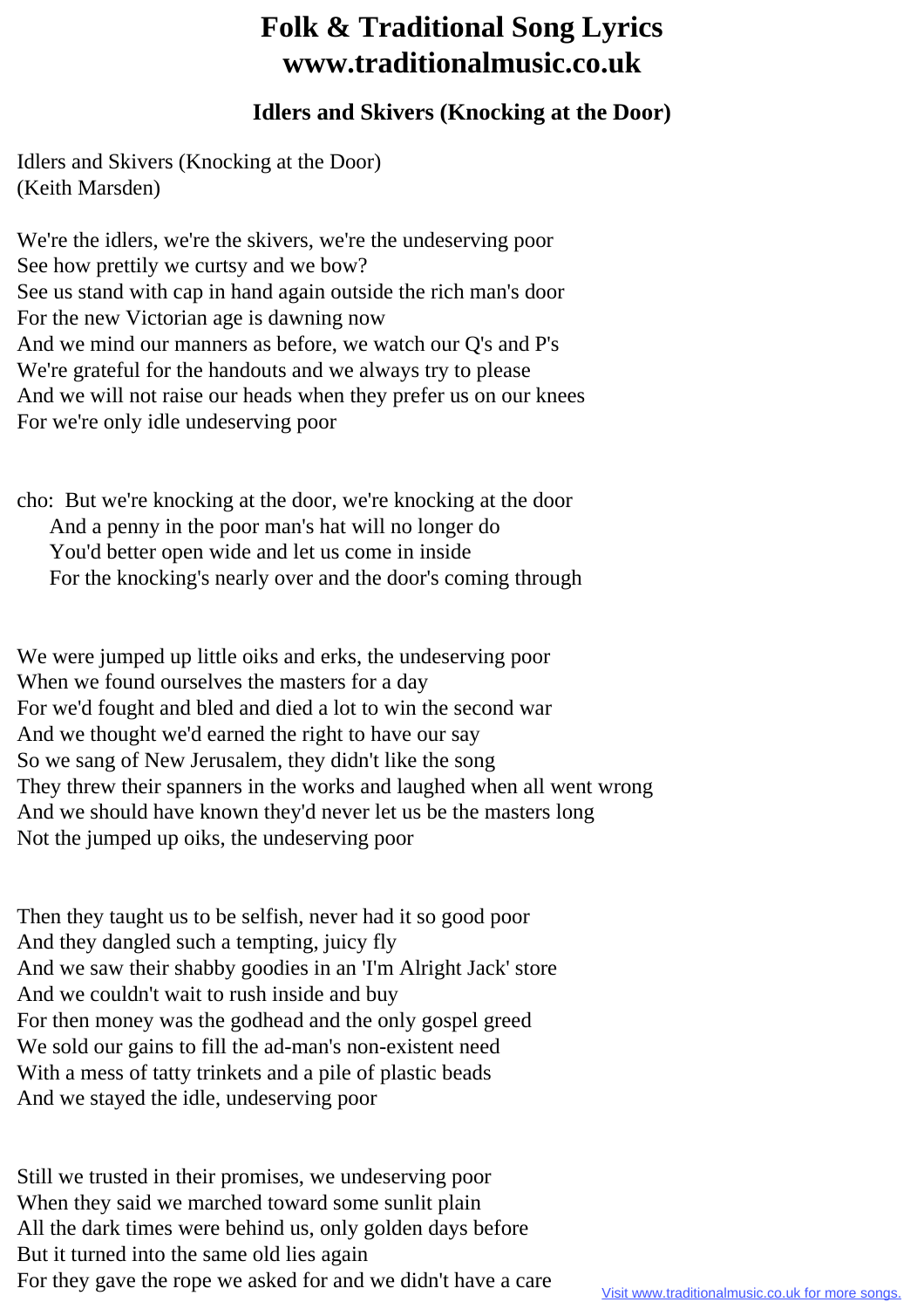# Folk & Traditional Song Lyrics www.traditionalmusic.co.uk

## Idlers and Skivers (Knocking at the Door)

Idlers and Skivers (Knocking at the Door)
(Keith Marsden)

We're the idlers, we're the skivers, we're the undeserving poor
See how prettily we curtsy and we bow?
See us stand with cap in hand again outside the rich man's door
For the new Victorian age is dawning now
And we mind our manners as before, we watch our Q's and P's
We're grateful for the handouts and we always try to please
And we will not raise our heads when they prefer us on our knees
For we're only idle undeserving poor

cho: But we're knocking at the door, we're knocking at the door
And a penny in the poor man's hat will no longer do
You'd better open wide and let us come in inside
For the knocking's nearly over and the door's coming through

We were jumped up little oiks and erks, the undeserving poor
When we found ourselves the masters for a day
For we'd fought and bled and died a lot to win the second war
And we thought we'd earned the right to have our say
So we sang of New Jerusalem, they didn't like the song
They threw their spanners in the works and laughed when all went wrong
And we should have known they'd never let us be the masters long
Not the jumped up oiks, the undeserving poor

Then they taught us to be selfish, never had it so good poor
And they dangled such a tempting, juicy fly
And we saw their shabby goodies in an 'I'm Alright Jack' store
And we couldn't wait to rush inside and buy
For then money was the godhead and the only gospel greed
We sold our gains to fill the ad-man's non-existent need
With a mess of tatty trinkets and a pile of plastic beads
And we stayed the idle, undeserving poor

Still we trusted in their promises, we undeserving poor
When they said we marched toward some sunlit plain
All the dark times were behind us, only golden days before
But it turned into the same old lies again
For they gave the rope we asked for and we didn't have a care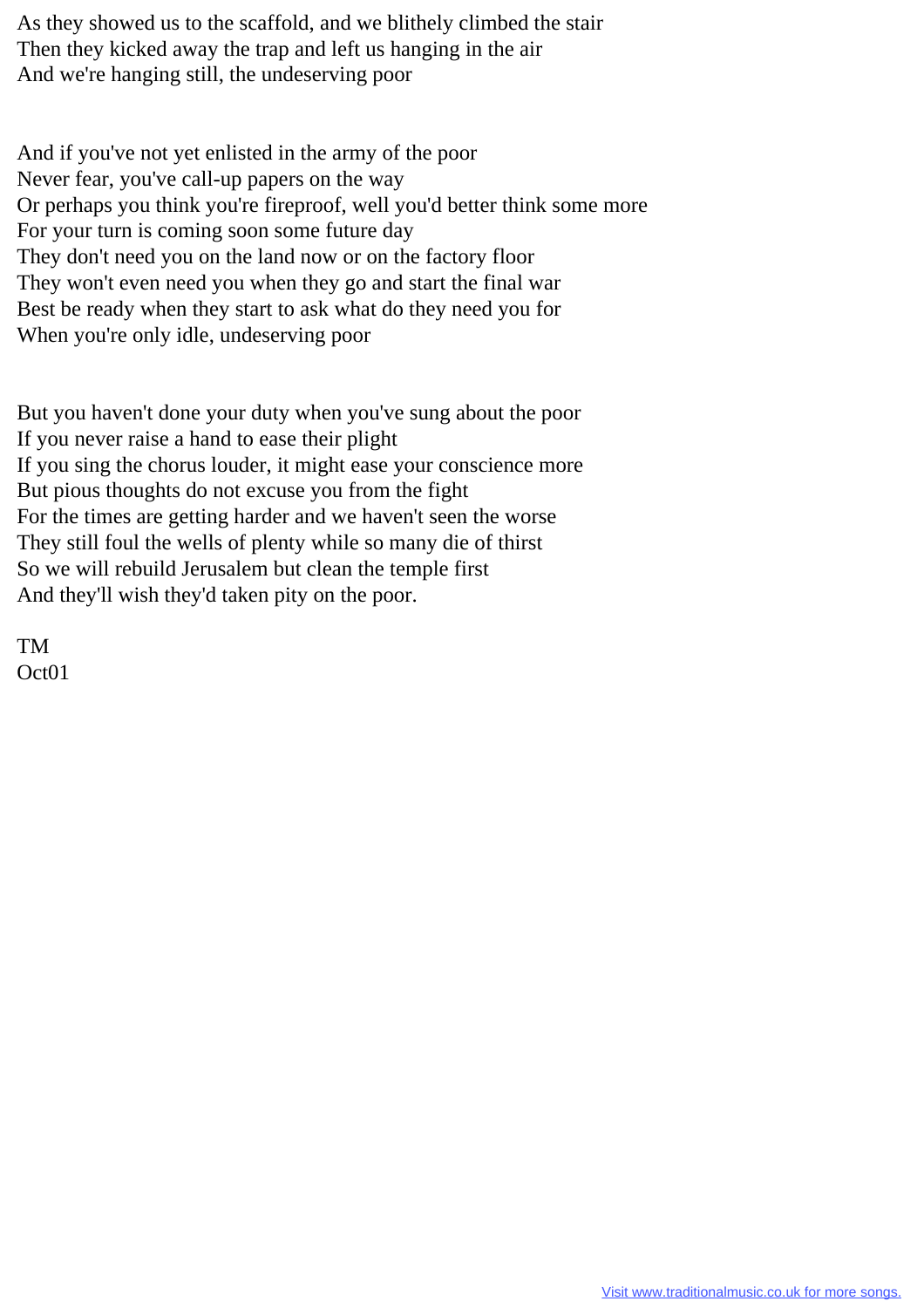As they showed us to the scaffold, and we blithely climbed the stair
Then they kicked away the trap and left us hanging in the air
And we're hanging still, the undeserving poor

And if you've not yet enlisted in the army of the poor
Never fear, you've call-up papers on the way
Or perhaps you think you're fireproof, well you'd better think some more
For your turn is coming soon some future day
They don't need you on the land now or on the factory floor
They won't even need you when they go and start the final war
Best be ready when they start to ask what do they need you for
When you're only idle, undeserving poor

But you haven't done your duty when you've sung about the poor
If you never raise a hand to ease their plight
If you sing the chorus louder, it might ease your conscience more
But pious thoughts do not excuse you from the fight
For the times are getting harder and we haven't seen the worse
They still foul the wells of plenty while so many die of thirst
So we will rebuild Jerusalem but clean the temple first
And they'll wish they'd taken pity on the poor.

TM
Oct01